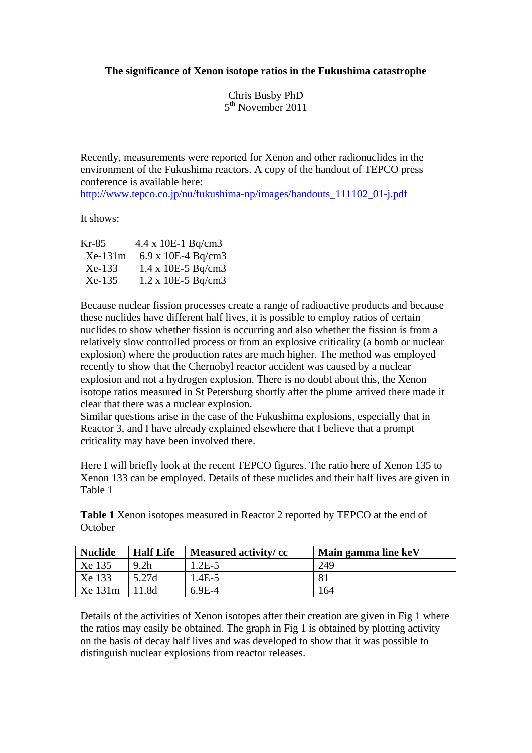**The significance of Xenon isotope ratios in the Fukushima catastrophe**

Chris Busby PhD
5[th] November 2011

Recently, measurements were reported for Xenon and other radionuclides in the environment of the Fukushima reactors. A copy of the handout of TEPCO press conference is available here:
http://www.tepco.co.jp/nu/fukushima-np/images/handouts_111102_01-j.pdf

It shows:

Kr-85 4.4 x 10E-1 Bq/cm3
Xe-131m 6.9 x 10E-4 Bq/cm3
Xe-133 1.4 x 10E-5 Bq/cm3
Xe-135 1.2 x 10E-5 Bq/cm3

Because nuclear fission processes create a range of radioactive products and because these nuclides have different half lives, it is possible to employ ratios of certain nuclides to show whether fission is occurring and also whether the fission is from a relatively slow controlled process or from an explosive criticality (a bomb or nuclear explosion) where the production rates are much higher. The method was employed recently to show that the Chernobyl reactor accident was caused by a nuclear explosion and not a hydrogen explosion. There is no doubt about this, the Xenon isotope ratios measured in St Petersburg shortly after the plume arrived there made it clear that there was a nuclear explosion.
Similar questions arise in the case of the Fukushima explosions, especially that in Reactor 3, and I have already explained elsewhere that I believe that a prompt criticality may have been involved there.

Here I will briefly look at the recent TEPCO figures. The ratio here of Xenon 135 to Xenon 133 can be employed. Details of these nuclides and their half lives are given in Table 1

**Table 1** Xenon isotopes measured in Reactor 2 reported by TEPCO at the end of October

| **Nuclide** | **Half Life** | **Measured activity/ cc** | **Main gamma line keV** |
|---|---|---|---|
| Xe 135 | 9.2h | 1.2E-5 | 249 |
| Xe 133 | 5.27d | 1.4E-5 | 81 |
| Xe 131m | 11.8d | 6.9E-4 | 164 |

Details of the activities of Xenon isotopes after their creation are given in Fig 1 where the ratios may easily be obtained. The graph in Fig 1 is obtained by plotting activity on the basis of decay half lives and was developed to show that it was possible to distinguish nuclear explosions from reactor releases.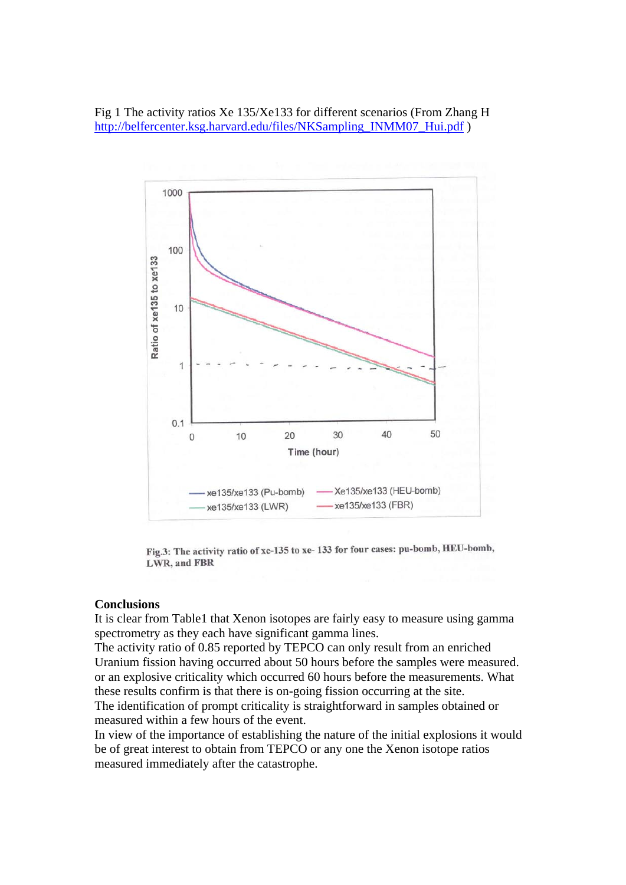Fig 1 The activity ratios Xe 135/Xe133 for different scenarios (From Zhang H http://belfercenter.ksg.harvard.edu/files/NKSampling_INMM07_Hui.pdf )

1000
100
10
1
0.1
Ratio of xe135 to xe133
0
10
20
30
40
50
Time (hour)

xe135/xe133 (Pu-bomb)
Xe135/Xe133 (HEU-bomb)
xe135/xe133 (LWR)
xe135/xe133 (FBR)

**Fig.3: The activity ratio of xe-135 to xe- 133 for four cases: pu-bomb, HEU-bomb, LWR, and FBR**

**Conclusions**

It is clear from Table1 that Xenon isotopes are fairly easy to measure using gamma spectrometry as they each have significant gamma lines.
The activity ratio of 0.85 reported by TEPCO can only result from an enriched Uranium fission having occurred about 50 hours before the samples were measured. or an explosive criticality which occurred 60 hours before the measurements. What these results confirm is that there is on-going fission occurring at the site.
The identification of prompt criticality is straightforward in samples obtained or measured within a few hours of the event.
In view of the importance of establishing the nature of the initial explosions it would be of great interest to obtain from TEPCO or any one the Xenon isotope ratios measured immediately after the catastrophe.